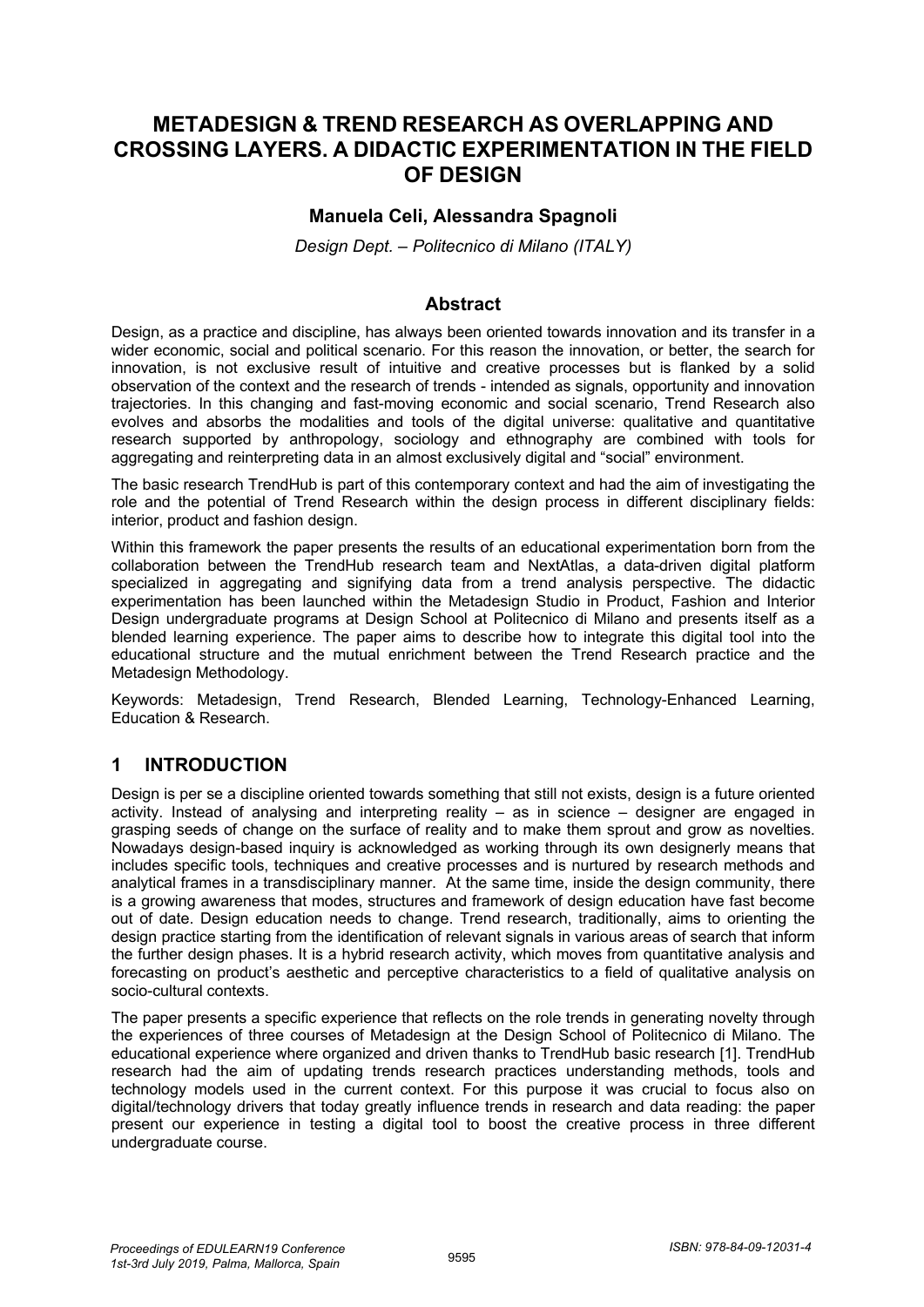# METADESIGN & TREND RESEARCH AS OVERLAPPING AND CROSSING LAYERS. A DIDACTIC EXPERIMENTATION IN THE FIELD OF DESIGN

**Manuela Celi, Alessandra Spagnoli**

*Design Dept. – Politecnico di Milano (ITALY)*

## Abstract

Design, as a practice and discipline, has always been oriented towards innovation and its transfer in a wider economic, social and political scenario. For this reason the innovation, or better, the search for innovation, is not exclusive result of intuitive and creative processes but is flanked by a solid observation of the context and the research of trends - intended as signals, opportunity and innovation trajectories. In this changing and fast-moving economic and social scenario, Trend Research also evolves and absorbs the modalities and tools of the digital universe: qualitative and quantitative research supported by anthropology, sociology and ethnography are combined with tools for aggregating and reinterpreting data in an almost exclusively digital and "social" environment.

The basic research TrendHub is part of this contemporary context and had the aim of investigating the role and the potential of Trend Research within the design process in different disciplinary fields: interior, product and fashion design.

Within this framework the paper presents the results of an educational experimentation born from the collaboration between the TrendHub research team and NextAtlas, a data-driven digital platform specialized in aggregating and signifying data from a trend analysis perspective. The didactic experimentation has been launched within the Metadesign Studio in Product, Fashion and Interior Design undergraduate programs at Design School at Politecnico di Milano and presents itself as a blended learning experience. The paper aims to describe how to integrate this digital tool into the educational structure and the mutual enrichment between the Trend Research practice and the Metadesign Methodology.

Keywords: Metadesign, Trend Research, Blended Learning, Technology-Enhanced Learning, Education & Research.

## 1 INTRODUCTION

Design is per se a discipline oriented towards something that still not exists, design is a future oriented activity. Instead of analysing and interpreting reality – as in science – designer are engaged in grasping seeds of change on the surface of reality and to make them sprout and grow as novelties. Nowadays design-based inquiry is acknowledged as working through its own designerly means that includes specific tools, techniques and creative processes and is nurtured by research methods and analytical frames in a transdisciplinary manner. At the same time, inside the design community, there is a growing awareness that modes, structures and framework of design education have fast become out of date. Design education needs to change. Trend research, traditionally, aims to orienting the design practice starting from the identification of relevant signals in various areas of search that inform the further design phases. It is a hybrid research activity, which moves from quantitative analysis and forecasting on product's aesthetic and perceptive characteristics to a field of qualitative analysis on socio-cultural contexts.

The paper presents a specific experience that reflects on the role trends in generating novelty through the experiences of three courses of Metadesign at the Design School of Politecnico di Milano. The educational experience where organized and driven thanks to TrendHub basic research [1]. TrendHub research had the aim of updating trends research practices understanding methods, tools and technology models used in the current context. For this purpose it was crucial to focus also on digital/technology drivers that today greatly influence trends in research and data reading: the paper present our experience in testing a digital tool to boost the creative process in three different undergraduate course.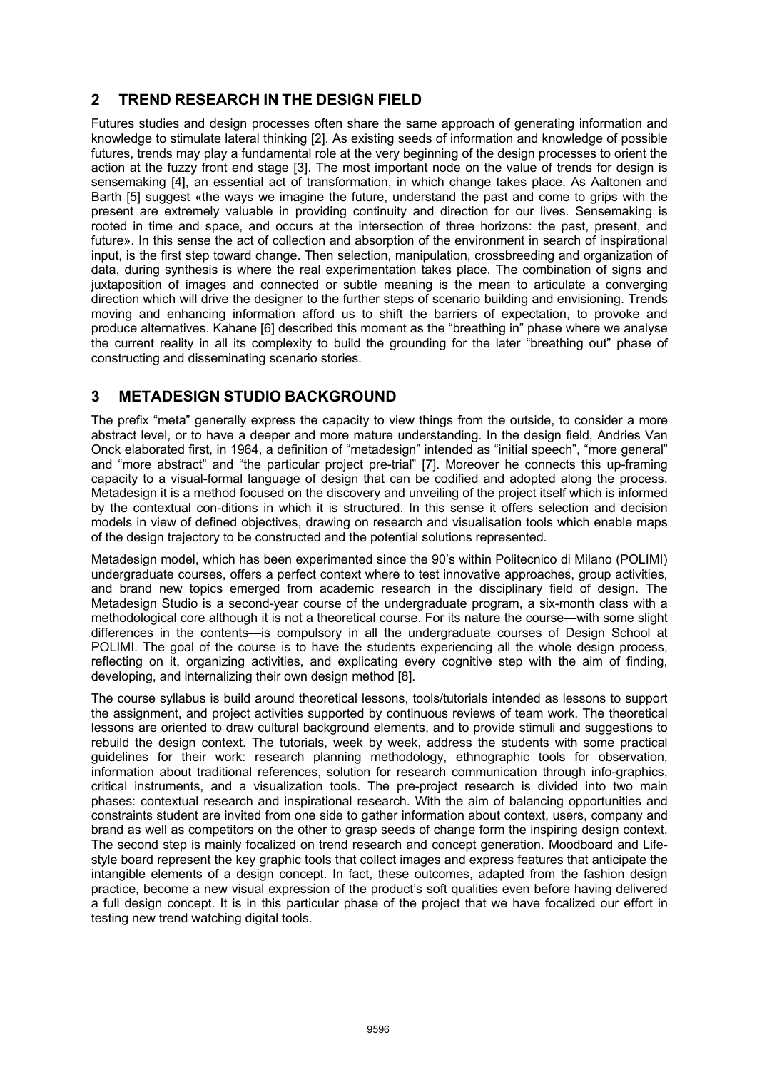## 2 TREND RESEARCH IN THE DESIGN FIELD

Futures studies and design processes often share the same approach of generating information and knowledge to stimulate lateral thinking [2]. As existing seeds of information and knowledge of possible futures, trends may play a fundamental role at the very beginning of the design processes to orient the action at the fuzzy front end stage [3]. The most important node on the value of trends for design is sensemaking [4], an essential act of transformation, in which change takes place. As Aaltonen and Barth [5] suggest «the ways we imagine the future, understand the past and come to grips with the present are extremely valuable in providing continuity and direction for our lives. Sensemaking is rooted in time and space, and occurs at the intersection of three horizons: the past, present, and future». In this sense the act of collection and absorption of the environment in search of inspirational input, is the first step toward change. Then selection, manipulation, crossbreeding and organization of data, during synthesis is where the real experimentation takes place. The combination of signs and juxtaposition of images and connected or subtle meaning is the mean to articulate a converging direction which will drive the designer to the further steps of scenario building and envisioning. Trends moving and enhancing information afford us to shift the barriers of expectation, to provoke and produce alternatives. Kahane [6] described this moment as the "breathing in" phase where we analyse the current reality in all its complexity to build the grounding for the later "breathing out" phase of constructing and disseminating scenario stories.

## 3 METADESIGN STUDIO BACKGROUND

The prefix "meta" generally express the capacity to view things from the outside, to consider a more abstract level, or to have a deeper and more mature understanding. In the design field, Andries Van Onck elaborated first, in 1964, a definition of "metadesign" intended as "initial speech", "more general" and "more abstract" and "the particular project pre-trial" [7]. Moreover he connects this up-framing capacity to a visual-formal language of design that can be codified and adopted along the process. Metadesign it is a method focused on the discovery and unveiling of the project itself which is informed by the contextual con-ditions in which it is structured. In this sense it offers selection and decision models in view of defined objectives, drawing on research and visualisation tools which enable maps of the design trajectory to be constructed and the potential solutions represented.

Metadesign model, which has been experimented since the 90's within Politecnico di Milano (POLIMI) undergraduate courses, offers a perfect context where to test innovative approaches, group activities, and brand new topics emerged from academic research in the disciplinary field of design. The Metadesign Studio is a second-year course of the undergraduate program, a six-month class with a methodological core although it is not a theoretical course. For its nature the course—with some slight differences in the contents—is compulsory in all the undergraduate courses of Design School at POLIMI. The goal of the course is to have the students experiencing all the whole design process, reflecting on it, organizing activities, and explicating every cognitive step with the aim of finding, developing, and internalizing their own design method [8].

The course syllabus is build around theoretical lessons, tools/tutorials intended as lessons to support the assignment, and project activities supported by continuous reviews of team work. The theoretical lessons are oriented to draw cultural background elements, and to provide stimuli and suggestions to rebuild the design context. The tutorials, week by week, address the students with some practical guidelines for their work: research planning methodology, ethnographic tools for observation, information about traditional references, solution for research communication through info-graphics, critical instruments, and a visualization tools. The pre-project research is divided into two main phases: contextual research and inspirational research. With the aim of balancing opportunities and constraints student are invited from one side to gather information about context, users, company and brand as well as competitors on the other to grasp seeds of change form the inspiring design context. The second step is mainly focalized on trend research and concept generation. Moodboard and Life-style board represent the key graphic tools that collect images and express features that anticipate the intangible elements of a design concept. In fact, these outcomes, adapted from the fashion design practice, become a new visual expression of the product's soft qualities even before having delivered a full design concept. It is in this particular phase of the project that we have focalized our effort in testing new trend watching digital tools.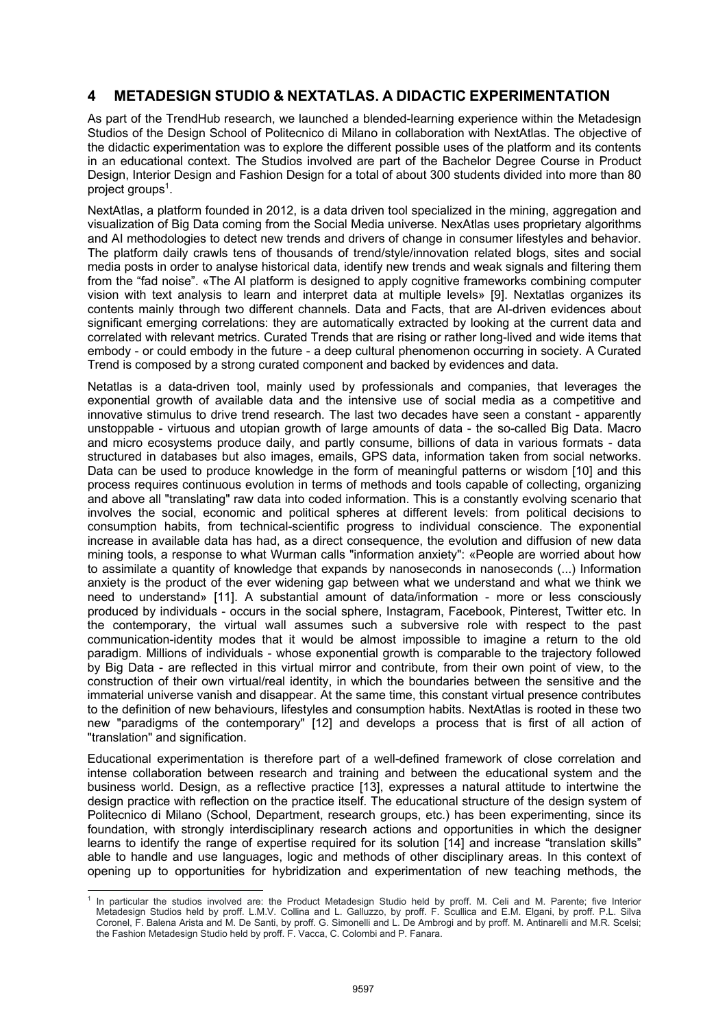## 4 METADESIGN STUDIO & NEXTATLAS. A DIDACTIC EXPERIMENTATION

As part of the TrendHub research, we launched a blended-learning experience within the Metadesign Studios of the Design School of Politecnico di Milano in collaboration with NextAtlas. The objective of the didactic experimentation was to explore the different possible uses of the platform and its contents in an educational context. The Studios involved are part of the Bachelor Degree Course in Product Design, Interior Design and Fashion Design for a total of about 300 students divided into more than 80 project groups[1].

NextAtlas, a platform founded in 2012, is a data driven tool specialized in the mining, aggregation and visualization of Big Data coming from the Social Media universe. NexAtlas uses proprietary algorithms and AI methodologies to detect new trends and drivers of change in consumer lifestyles and behavior. The platform daily crawls tens of thousands of trend/style/innovation related blogs, sites and social media posts in order to analyse historical data, identify new trends and weak signals and filtering them from the "fad noise". «The AI platform is designed to apply cognitive frameworks combining computer vision with text analysis to learn and interpret data at multiple levels» [9]. Nextatlas organizes its contents mainly through two different channels. Data and Facts, that are AI-driven evidences about significant emerging correlations: they are automatically extracted by looking at the current data and correlated with relevant metrics. Curated Trends that are rising or rather long-lived and wide items that embody - or could embody in the future - a deep cultural phenomenon occurring in society. A Curated Trend is composed by a strong curated component and backed by evidences and data.

Netatlas is a data-driven tool, mainly used by professionals and companies, that leverages the exponential growth of available data and the intensive use of social media as a competitive and innovative stimulus to drive trend research. The last two decades have seen a constant - apparently unstoppable - virtuous and utopian growth of large amounts of data - the so-called Big Data. Macro and micro ecosystems produce daily, and partly consume, billions of data in various formats - data structured in databases but also images, emails, GPS data, information taken from social networks. Data can be used to produce knowledge in the form of meaningful patterns or wisdom [10] and this process requires continuous evolution in terms of methods and tools capable of collecting, organizing and above all "translating" raw data into coded information. This is a constantly evolving scenario that involves the social, economic and political spheres at different levels: from political decisions to consumption habits, from technical-scientific progress to individual conscience. The exponential increase in available data has had, as a direct consequence, the evolution and diffusion of new data mining tools, a response to what Wurman calls "information anxiety": «People are worried about how to assimilate a quantity of knowledge that expands by nanoseconds in nanoseconds (...) Information anxiety is the product of the ever widening gap between what we understand and what we think we need to understand» [11]. A substantial amount of data/information - more or less consciously produced by individuals - occurs in the social sphere, Instagram, Facebook, Pinterest, Twitter etc. In the contemporary, the virtual wall assumes such a subversive role with respect to the past communication-identity modes that it would be almost impossible to imagine a return to the old paradigm. Millions of individuals - whose exponential growth is comparable to the trajectory followed by Big Data - are reflected in this virtual mirror and contribute, from their own point of view, to the construction of their own virtual/real identity, in which the boundaries between the sensitive and the immaterial universe vanish and disappear. At the same time, this constant virtual presence contributes to the definition of new behaviours, lifestyles and consumption habits. NextAtlas is rooted in these two new "paradigms of the contemporary" [12] and develops a process that is first of all action of "translation" and signification.

Educational experimentation is therefore part of a well-defined framework of close correlation and intense collaboration between research and training and between the educational system and the business world. Design, as a reflective practice [13], expresses a natural attitude to intertwine the design practice with reflection on the practice itself. The educational structure of the design system of Politecnico di Milano (School, Department, research groups, etc.) has been experimenting, since its foundation, with strongly interdisciplinary research actions and opportunities in which the designer learns to identify the range of expertise required for its solution [14] and increase "translation skills" able to handle and use languages, logic and methods of other disciplinary areas. In this context of opening up to opportunities for hybridization and experimentation of new teaching methods, the

---

[1] In particular the studios involved are: the Product Metadesign Studio held by proff. M. Celi and M. Parente; five Interior Metadesign Studios held by proff. L.M.V. Collina and L. Galluzzo, by proff. F. Scullica and E.M. Elgani, by proff. P.L. Silva Coronel, F. Balena Arista and M. De Santi, by proff. G. Simonelli and L. De Ambrogi and by proff. M. Antinarelli and M.R. Scelsi; the Fashion Metadesign Studio held by proff. F. Vacca, C. Colombi and P. Fanara.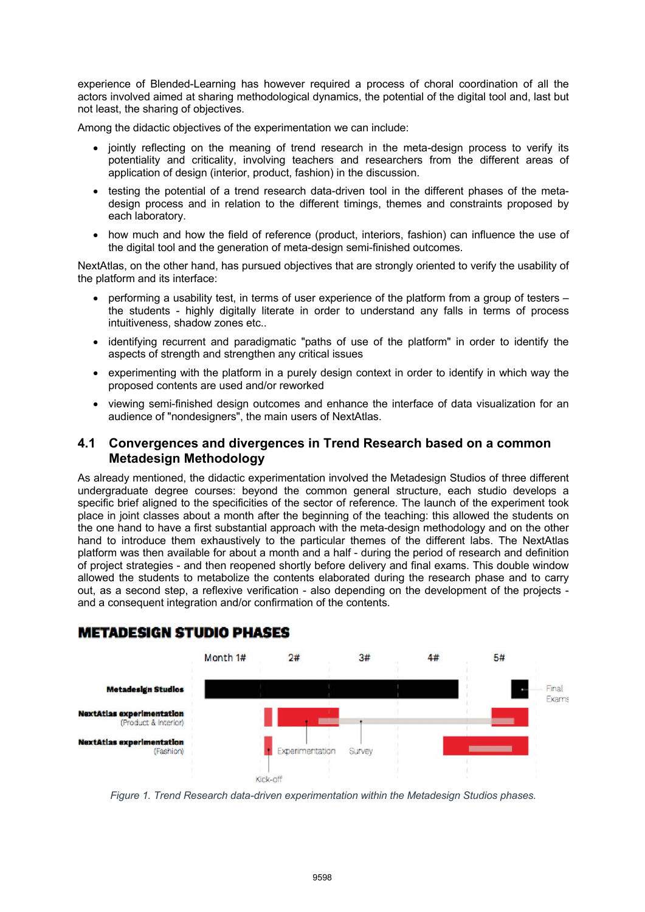experience of Blended-Learning has however required a process of choral coordination of all the actors involved aimed at sharing methodological dynamics, the potential of the digital tool and, last but not least, the sharing of objectives.

Among the didactic objectives of the experimentation we can include:

- jointly reflecting on the meaning of trend research in the meta-design process to verify its potentiality and criticality, involving teachers and researchers from the different areas of application of design (interior, product, fashion) in the discussion.
- testing the potential of a trend research data-driven tool in the different phases of the meta-design process and in relation to the different timings, themes and constraints proposed by each laboratory.
- how much and how the field of reference (product, interiors, fashion) can influence the use of the digital tool and the generation of meta-design semi-finished outcomes.

NextAtlas, on the other hand, has pursued objectives that are strongly oriented to verify the usability of the platform and its interface:

- performing a usability test, in terms of user experience of the platform from a group of testers – the students - highly digitally literate in order to understand any falls in terms of process intuitiveness, shadow zones etc..
- identifying recurrent and paradigmatic "paths of use of the platform" in order to identify the aspects of strength and strengthen any critical issues
- experimenting with the platform in a purely design context in order to identify in which way the proposed contents are used and/or reworked
- viewing semi-finished design outcomes and enhance the interface of data visualization for an audience of "nondesigners", the main users of NextAtlas.

## 4.1 Convergences and divergences in Trend Research based on a common Metadesign Methodology

As already mentioned, the didactic experimentation involved the Metadesign Studios of three different undergraduate degree courses: beyond the common general structure, each studio develops a specific brief aligned to the specificities of the sector of reference. The launch of the experiment took place in joint classes about a month after the beginning of the teaching: this allowed the students on the one hand to have a first substantial approach with the meta-design methodology and on the other hand to introduce them exhaustively to the particular themes of the different labs. The NextAtlas platform was then available for about a month and a half - during the period of research and definition of project strategies - and then reopened shortly before delivery and final exams. This double window allowed the students to metabolize the contents elaborated during the research phase and to carry out, as a second step, a reflexive verification - also depending on the development of the projects - and a consequent integration and/or confirmation of the contents.

**METADESIGN STUDIO PHASES**

| | Month 1# | 2# | 3# | 4# | 5# |
|---|---|---|---|---|---|
| **Metadesign Studios** (Final Exams) | | | | | |
| **NextAtlas experimentation** (Product & Interior) | | | | | |
| **NextAtlas experimentation** (Fashion) | | | | | |

Kick-off · Experimentation · Survey

*Figure 1. Trend Research data-driven experimentation within the Metadesign Studios phases.*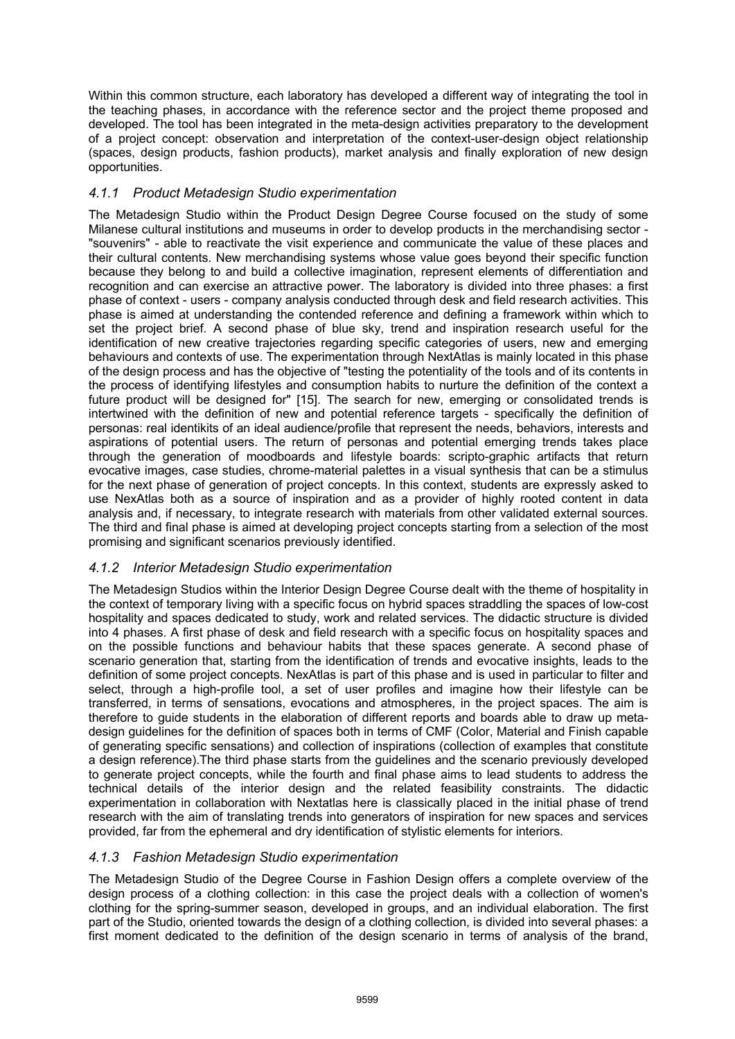Within this common structure, each laboratory has developed a different way of integrating the tool in the teaching phases, in accordance with the reference sector and the project theme proposed and developed. The tool has been integrated in the meta-design activities preparatory to the development of a project concept: observation and interpretation of the context-user-design object relationship (spaces, design products, fashion products), market analysis and finally exploration of new design opportunities.

### *4.1.1 Product Metadesign Studio experimentation*

The Metadesign Studio within the Product Design Degree Course focused on the study of some Milanese cultural institutions and museums in order to develop products in the merchandising sector - "souvenirs" - able to reactivate the visit experience and communicate the value of these places and their cultural contents. New merchandising systems whose value goes beyond their specific function because they belong to and build a collective imagination, represent elements of differentiation and recognition and can exercise an attractive power. The laboratory is divided into three phases: a first phase of context - users - company analysis conducted through desk and field research activities. This phase is aimed at understanding the contended reference and defining a framework within which to set the project brief. A second phase of blue sky, trend and inspiration research useful for the identification of new creative trajectories regarding specific categories of users, new and emerging behaviours and contexts of use. The experimentation through NextAtlas is mainly located in this phase of the design process and has the objective of "testing the potentiality of the tools and of its contents in the process of identifying lifestyles and consumption habits to nurture the definition of the context a future product will be designed for" [15]. The search for new, emerging or consolidated trends is intertwined with the definition of new and potential reference targets - specifically the definition of personas: real identikits of an ideal audience/profile that represent the needs, behaviors, interests and aspirations of potential users. The return of personas and potential emerging trends takes place through the generation of moodboards and lifestyle boards: scripto-graphic artifacts that return evocative images, case studies, chrome-material palettes in a visual synthesis that can be a stimulus for the next phase of generation of project concepts. In this context, students are expressly asked to use NexAtlas both as a source of inspiration and as a provider of highly rooted content in data analysis and, if necessary, to integrate research with materials from other validated external sources. The third and final phase is aimed at developing project concepts starting from a selection of the most promising and significant scenarios previously identified.

### *4.1.2 Interior Metadesign Studio experimentation*

The Metadesign Studios within the Interior Design Degree Course dealt with the theme of hospitality in the context of temporary living with a specific focus on hybrid spaces straddling the spaces of low-cost hospitality and spaces dedicated to study, work and related services. The didactic structure is divided into 4 phases. A first phase of desk and field research with a specific focus on hospitality spaces and on the possible functions and behaviour habits that these spaces generate. A second phase of scenario generation that, starting from the identification of trends and evocative insights, leads to the definition of some project concepts. NexAtlas is part of this phase and is used in particular to filter and select, through a high-profile tool, a set of user profiles and imagine how their lifestyle can be transferred, in terms of sensations, evocations and atmospheres, in the project spaces. The aim is therefore to guide students in the elaboration of different reports and boards able to draw up meta-design guidelines for the definition of spaces both in terms of CMF (Color, Material and Finish capable of generating specific sensations) and collection of inspirations (collection of examples that constitute a design reference).The third phase starts from the guidelines and the scenario previously developed to generate project concepts, while the fourth and final phase aims to lead students to address the technical details of the interior design and the related feasibility constraints. The didactic experimentation in collaboration with Nextatlas here is classically placed in the initial phase of trend research with the aim of translating trends into generators of inspiration for new spaces and services provided, far from the ephemeral and dry identification of stylistic elements for interiors.

### *4.1.3 Fashion Metadesign Studio experimentation*

The Metadesign Studio of the Degree Course in Fashion Design offers a complete overview of the design process of a clothing collection: in this case the project deals with a collection of women's clothing for the spring-summer season, developed in groups, and an individual elaboration. The first part of the Studio, oriented towards the design of a clothing collection, is divided into several phases: a first moment dedicated to the definition of the design scenario in terms of analysis of the brand,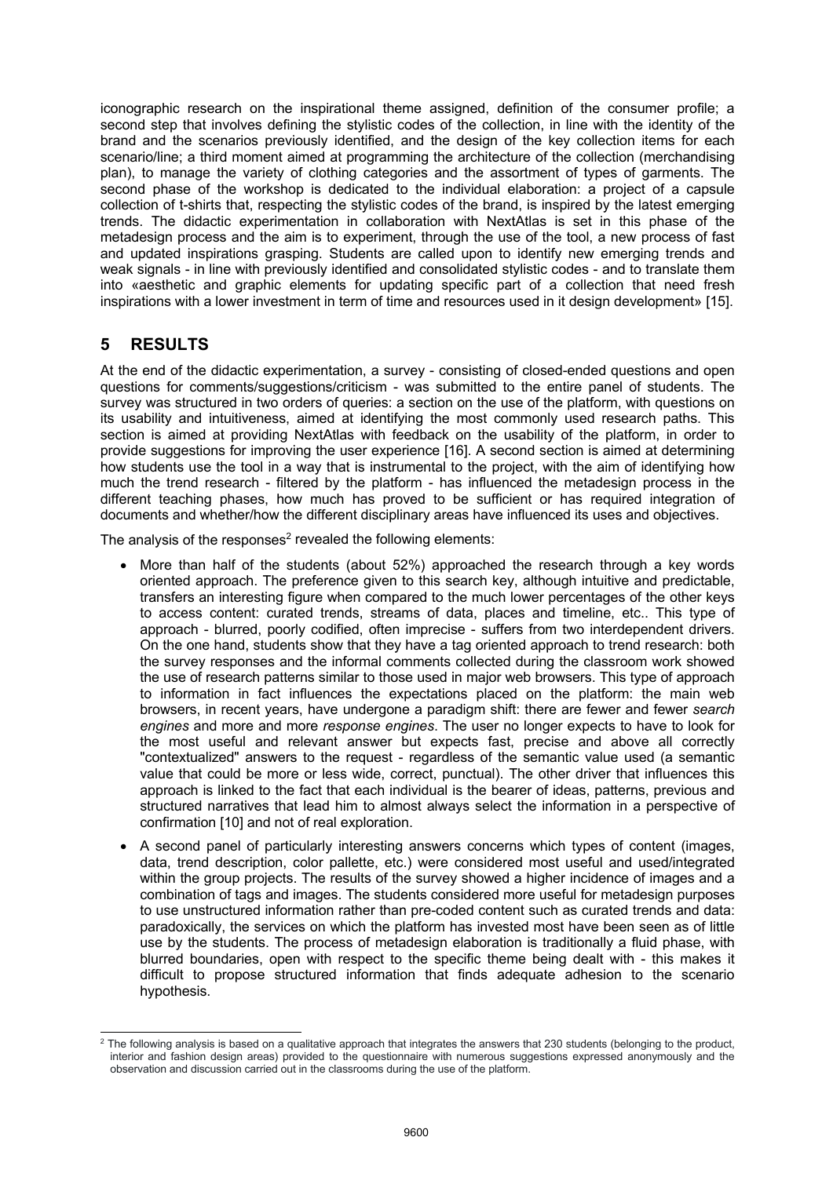iconographic research on the inspirational theme assigned, definition of the consumer profile; a second step that involves defining the stylistic codes of the collection, in line with the identity of the brand and the scenarios previously identified, and the design of the key collection items for each scenario/line; a third moment aimed at programming the architecture of the collection (merchandising plan), to manage the variety of clothing categories and the assortment of types of garments. The second phase of the workshop is dedicated to the individual elaboration: a project of a capsule collection of t-shirts that, respecting the stylistic codes of the brand, is inspired by the latest emerging trends. The didactic experimentation in collaboration with NextAtlas is set in this phase of the metadesign process and the aim is to experiment, through the use of the tool, a new process of fast and updated inspirations grasping. Students are called upon to identify new emerging trends and weak signals - in line with previously identified and consolidated stylistic codes - and to translate them into «aesthetic and graphic elements for updating specific part of a collection that need fresh inspirations with a lower investment in term of time and resources used in it design development» [15].

## 5 RESULTS

At the end of the didactic experimentation, a survey - consisting of closed-ended questions and open questions for comments/suggestions/criticism - was submitted to the entire panel of students. The survey was structured in two orders of queries: a section on the use of the platform, with questions on its usability and intuitiveness, aimed at identifying the most commonly used research paths. This section is aimed at providing NextAtlas with feedback on the usability of the platform, in order to provide suggestions for improving the user experience [16]. A second section is aimed at determining how students use the tool in a way that is instrumental to the project, with the aim of identifying how much the trend research - filtered by the platform - has influenced the metadesign process in the different teaching phases, how much has proved to be sufficient or has required integration of documents and whether/how the different disciplinary areas have influenced its uses and objectives.

The analysis of the responses[2] revealed the following elements:

- More than half of the students (about 52%) approached the research through a key words oriented approach. The preference given to this search key, although intuitive and predictable, transfers an interesting figure when compared to the much lower percentages of the other keys to access content: curated trends, streams of data, places and timeline, etc.. This type of approach - blurred, poorly codified, often imprecise - suffers from two interdependent drivers. On the one hand, students show that they have a tag oriented approach to trend research: both the survey responses and the informal comments collected during the classroom work showed the use of research patterns similar to those used in major web browsers. This type of approach to information in fact influences the expectations placed on the platform: the main web browsers, in recent years, have undergone a paradigm shift: there are fewer and fewer *search engines* and more and more *response engines*. The user no longer expects to have to look for the most useful and relevant answer but expects fast, precise and above all correctly "contextualized" answers to the request - regardless of the semantic value used (a semantic value that could be more or less wide, correct, punctual). The other driver that influences this approach is linked to the fact that each individual is the bearer of ideas, patterns, previous and structured narratives that lead him to almost always select the information in a perspective of confirmation [10] and not of real exploration.
- A second panel of particularly interesting answers concerns which types of content (images, data, trend description, color pallette, etc.) were considered most useful and used/integrated within the group projects. The results of the survey showed a higher incidence of images and a combination of tags and images. The students considered more useful for metadesign purposes to use unstructured information rather than pre-coded content such as curated trends and data: paradoxically, the services on which the platform has invested most have been seen as of little use by the students. The process of metadesign elaboration is traditionally a fluid phase, with blurred boundaries, open with respect to the specific theme being dealt with - this makes it difficult to propose structured information that finds adequate adhesion to the scenario hypothesis.

[2] The following analysis is based on a qualitative approach that integrates the answers that 230 students (belonging to the product, interior and fashion design areas) provided to the questionnaire with numerous suggestions expressed anonymously and the observation and discussion carried out in the classrooms during the use of the platform.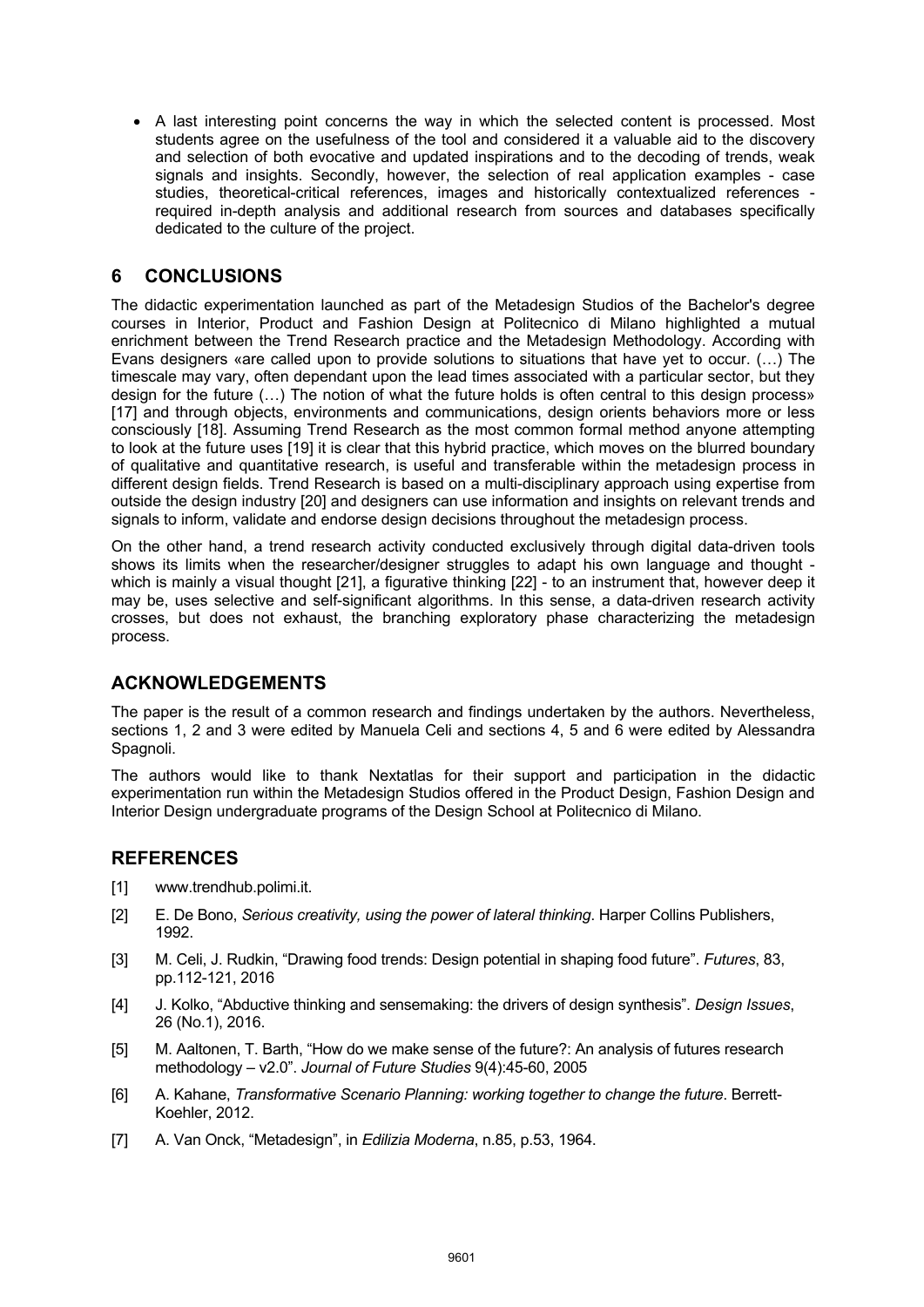- A last interesting point concerns the way in which the selected content is processed. Most students agree on the usefulness of the tool and considered it a valuable aid to the discovery and selection of both evocative and updated inspirations and to the decoding of trends, weak signals and insights. Secondly, however, the selection of real application examples - case studies, theoretical-critical references, images and historically contextualized references - required in-depth analysis and additional research from sources and databases specifically dedicated to the culture of the project.

## 6 CONCLUSIONS

The didactic experimentation launched as part of the Metadesign Studios of the Bachelor's degree courses in Interior, Product and Fashion Design at Politecnico di Milano highlighted a mutual enrichment between the Trend Research practice and the Metadesign Methodology. According with Evans designers «are called upon to provide solutions to situations that have yet to occur. (…) The timescale may vary, often dependant upon the lead times associated with a particular sector, but they design for the future (…) The notion of what the future holds is often central to this design process» [17] and through objects, environments and communications, design orients behaviors more or less consciously [18]. Assuming Trend Research as the most common formal method anyone attempting to look at the future uses [19] it is clear that this hybrid practice, which moves on the blurred boundary of qualitative and quantitative research, is useful and transferable within the metadesign process in different design fields. Trend Research is based on a multi-disciplinary approach using expertise from outside the design industry [20] and designers can use information and insights on relevant trends and signals to inform, validate and endorse design decisions throughout the metadesign process.

On the other hand, a trend research activity conducted exclusively through digital data-driven tools shows its limits when the researcher/designer struggles to adapt his own language and thought - which is mainly a visual thought [21], a figurative thinking [22] - to an instrument that, however deep it may be, uses selective and self-significant algorithms. In this sense, a data-driven research activity crosses, but does not exhaust, the branching exploratory phase characterizing the metadesign process.

## ACKNOWLEDGEMENTS

The paper is the result of a common research and findings undertaken by the authors. Nevertheless, sections 1, 2 and 3 were edited by Manuela Celi and sections 4, 5 and 6 were edited by Alessandra Spagnoli.

The authors would like to thank Nextatlas for their support and participation in the didactic experimentation run within the Metadesign Studios offered in the Product Design, Fashion Design and Interior Design undergraduate programs of the Design School at Politecnico di Milano.

## REFERENCES

[1] www.trendhub.polimi.it.

[2] E. De Bono, *Serious creativity, using the power of lateral thinking*. Harper Collins Publishers, 1992.

[3] M. Celi, J. Rudkin, "Drawing food trends: Design potential in shaping food future". *Futures*, 83, pp.112-121, 2016

[4] J. Kolko, "Abductive thinking and sensemaking: the drivers of design synthesis". *Design Issues*, 26 (No.1), 2016.

[5] M. Aaltonen, T. Barth, "How do we make sense of the future?: An analysis of futures research methodology – v2.0". *Journal of Future Studies* 9(4):45-60, 2005

[6] A. Kahane, *Transformative Scenario Planning: working together to change the future*. Berrett-Koehler, 2012.

[7] A. Van Onck, "Metadesign", in *Edilizia Moderna*, n.85, p.53, 1964.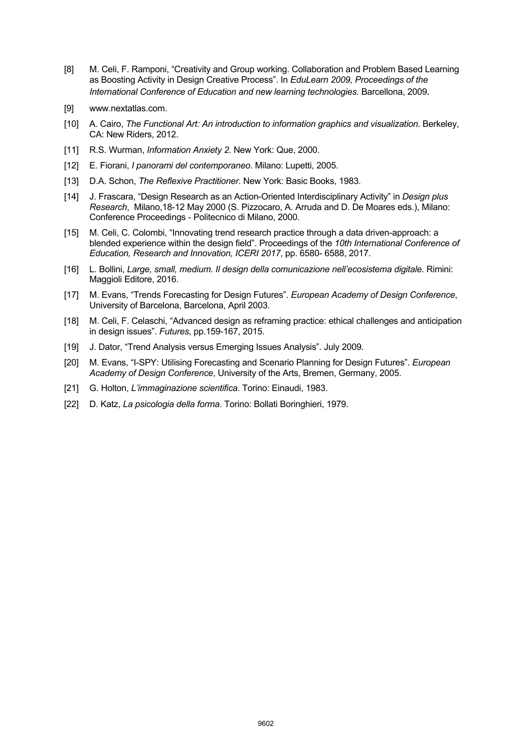[8] M. Celi, F. Ramponi, "Creativity and Group working. Collaboration and Problem Based Learning as Boosting Activity in Design Creative Process". In *EduLearn 2009, Proceedings of the International Conference of Education and new learning technologies*. Barcellona, 2009.

[9] www.nextatlas.com.

[10] A. Cairo, *The Functional Art: An introduction to information graphics and visualization*. Berkeley, CA: New Riders, 2012.

[11] R.S. Wurman, *Information Anxiety 2*. New York: Que, 2000.

[12] E. Fiorani, *I panorami del contemporaneo*. Milano: Lupetti, 2005.

[13] D.A. Schon, *The Reflexive Practitioner*. New York: Basic Books, 1983.

[14] J. Frascara, "Design Research as an Action-Oriented Interdisciplinary Activity" in *Design plus Research*, Milano,18-12 May 2000 (S. Pizzocaro, A. Arruda and D. De Moares eds.), Milano: Conference Proceedings - Politecnico di Milano, 2000.

[15] M. Celi, C. Colombi, "Innovating trend research practice through a data driven-approach: a blended experience within the design field". Proceedings of the *10th International Conference of Education, Research and Innovation, ICERI 2017*, pp. 6580- 6588, 2017.

[16] L. Bollini, *Large, small, medium. Il design della comunicazione nell'ecosistema digitale.* Rimini: Maggioli Editore, 2016.

[17] M. Evans, "Trends Forecasting for Design Futures". *European Academy of Design Conference*, University of Barcelona, Barcelona, April 2003.

[18] M. Celi, F. Celaschi, "Advanced design as reframing practice: ethical challenges and anticipation in design issues". *Futures*, pp.159-167, 2015.

[19] J. Dator, "Trend Analysis versus Emerging Issues Analysis". July 2009.

[20] M. Evans, "I-SPY: Utilising Forecasting and Scenario Planning for Design Futures". *European Academy of Design Conference*, University of the Arts, Bremen, Germany, 2005.

[21] G. Holton, *L'immaginazione scientifica*. Torino: Einaudi, 1983.

[22] D. Katz, *La psicologia della forma*. Torino: Bollati Boringhieri, 1979.